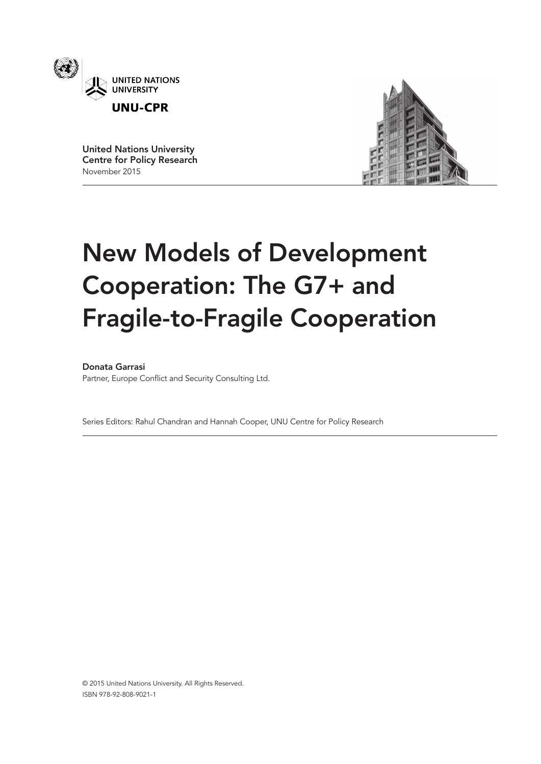UNITED NATIONS UNIVERSITY

**UNU-CPR**

**United Nations University**
**Centre for Policy Research**
November 2015

# New Models of Development Cooperation: The G7+ and Fragile-to-Fragile Cooperation

**Donata Garrasi**
Partner, Europe Conflict and Security Consulting Ltd.

Series Editors: Rahul Chandran and Hannah Cooper, UNU Centre for Policy Research

© 2015 United Nations University. All Rights Reserved.
ISBN 978-92-808-9021-1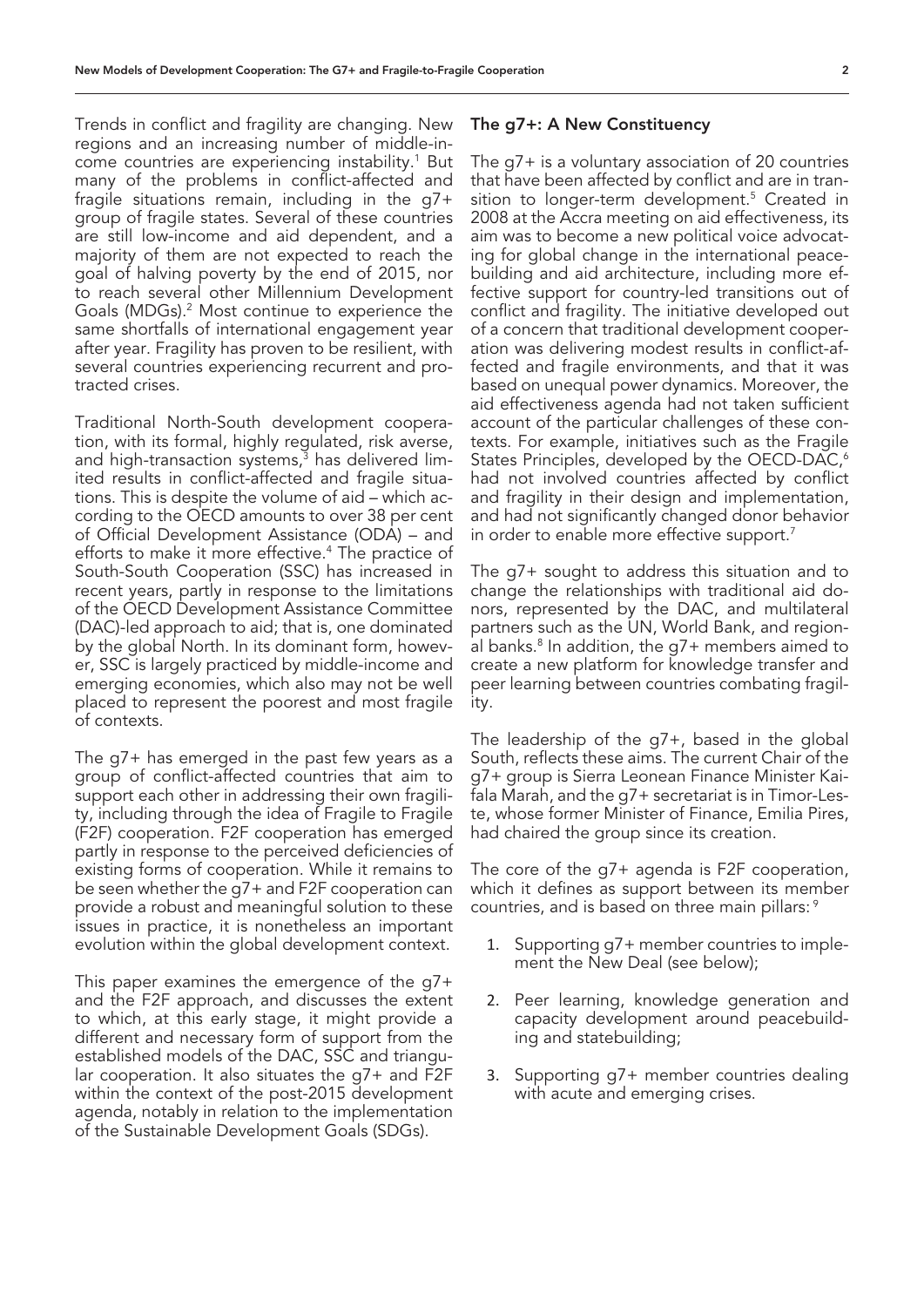Trends in conflict and fragility are changing. New regions and an increasing number of middle-income countries are experiencing instability.[1] But many of the problems in conflict-affected and fragile situations remain, including in the g7+ group of fragile states. Several of these countries are still low-income and aid dependent, and a majority of them are not expected to reach the goal of halving poverty by the end of 2015, nor to reach several other Millennium Development Goals (MDGs).[2] Most continue to experience the same shortfalls of international engagement year after year. Fragility has proven to be resilient, with several countries experiencing recurrent and protracted crises.

Traditional North-South development cooperation, with its formal, highly regulated, risk averse, and high-transaction systems,[3] has delivered limited results in conflict-affected and fragile situations. This is despite the volume of aid – which according to the OECD amounts to over 38 per cent of Official Development Assistance (ODA) – and efforts to make it more effective.[4] The practice of South-South Cooperation (SSC) has increased in recent years, partly in response to the limitations of the OECD Development Assistance Committee (DAC)-led approach to aid; that is, one dominated by the global North. In its dominant form, however, SSC is largely practiced by middle-income and emerging economies, which also may not be well placed to represent the poorest and most fragile of contexts.

The g7+ has emerged in the past few years as a group of conflict-affected countries that aim to support each other in addressing their own fragility, including through the idea of Fragile to Fragile (F2F) cooperation. F2F cooperation has emerged partly in response to the perceived deficiencies of existing forms of cooperation. While it remains to be seen whether the g7+ and F2F cooperation can provide a robust and meaningful solution to these issues in practice, it is nonetheless an important evolution within the global development context.

This paper examines the emergence of the g7+ and the F2F approach, and discusses the extent to which, at this early stage, it might provide a different and necessary form of support from the established models of the DAC, SSC and triangular cooperation. It also situates the g7+ and F2F within the context of the post-2015 development agenda, notably in relation to the implementation of the Sustainable Development Goals (SDGs).

## The g7+: A New Constituency

The g7+ is a voluntary association of 20 countries that have been affected by conflict and are in transition to longer-term development.[5] Created in 2008 at the Accra meeting on aid effectiveness, its aim was to become a new political voice advocating for global change in the international peacebuilding and aid architecture, including more effective support for country-led transitions out of conflict and fragility. The initiative developed out of a concern that traditional development cooperation was delivering modest results in conflict-affected and fragile environments, and that it was based on unequal power dynamics. Moreover, the aid effectiveness agenda had not taken sufficient account of the particular challenges of these contexts. For example, initiatives such as the Fragile States Principles, developed by the OECD-DAC,[6] had not involved countries affected by conflict and fragility in their design and implementation, and had not significantly changed donor behavior in order to enable more effective support.[7]

The g7+ sought to address this situation and to change the relationships with traditional aid donors, represented by the DAC, and multilateral partners such as the UN, World Bank, and regional banks.[8] In addition, the g7+ members aimed to create a new platform for knowledge transfer and peer learning between countries combating fragility.

The leadership of the g7+, based in the global South, reflects these aims. The current Chair of the g7+ group is Sierra Leonean Finance Minister Kaifala Marah, and the g7+ secretariat is in Timor-Leste, whose former Minister of Finance, Emilia Pires, had chaired the group since its creation.

The core of the g7+ agenda is F2F cooperation, which it defines as support between its member countries, and is based on three main pillars:[9]

1. Supporting g7+ member countries to implement the New Deal (see below);
2. Peer learning, knowledge generation and capacity development around peacebuilding and statebuilding;
3. Supporting g7+ member countries dealing with acute and emerging crises.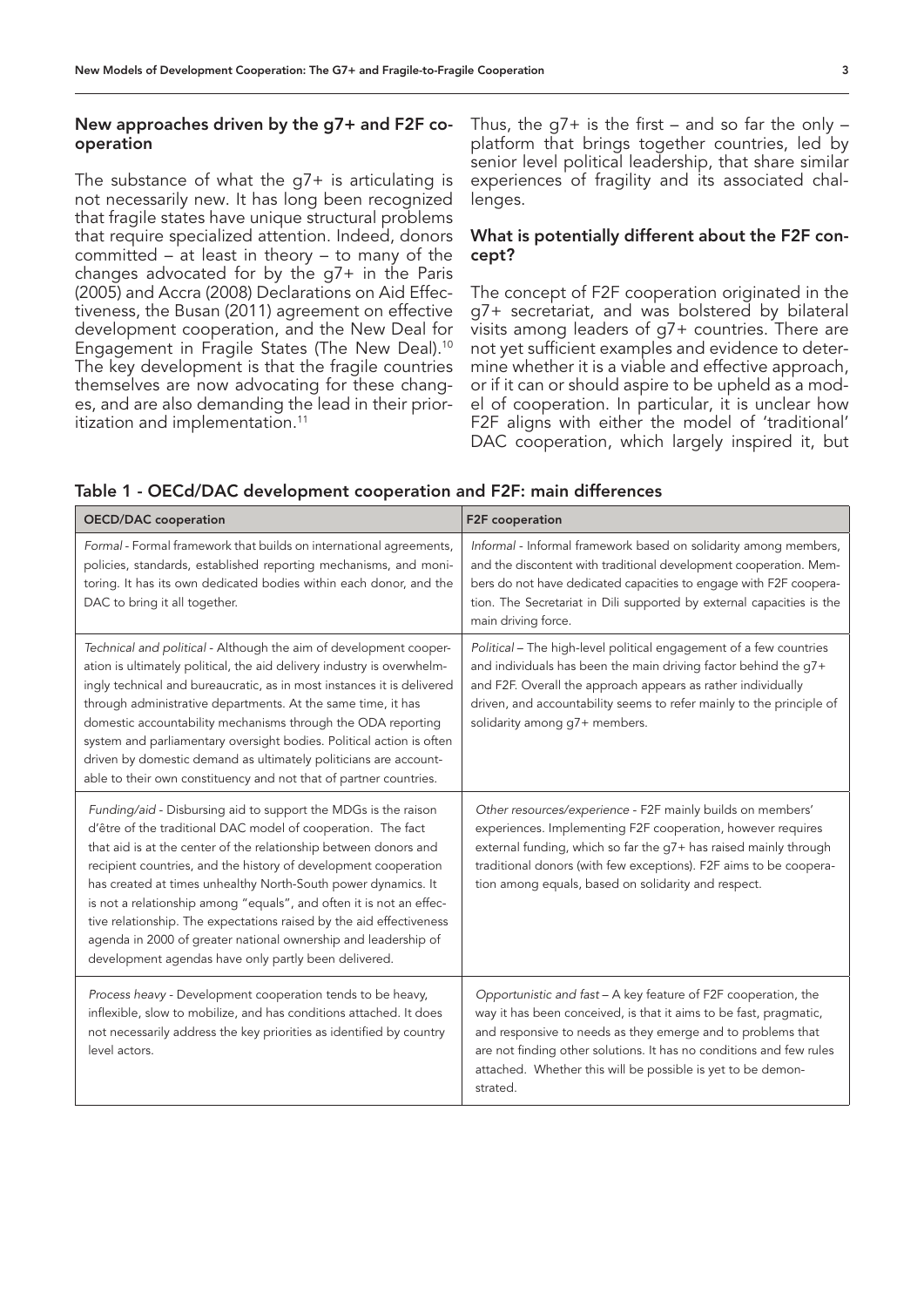## New approaches driven by the g7+ and F2F cooperation

The substance of what the g7+ is articulating is not necessarily new. It has long been recognized that fragile states have unique structural problems that require specialized attention. Indeed, donors committed – at least in theory – to many of the changes advocated for by the g7+ in the Paris (2005) and Accra (2008) Declarations on Aid Effectiveness, the Busan (2011) agreement on effective development cooperation, and the New Deal for Engagement in Fragile States (The New Deal).[10] The key development is that the fragile countries themselves are now advocating for these changes, and are also demanding the lead in their prioritization and implementation.[11]

Thus, the g7+ is the first – and so far the only – platform that brings together countries, led by senior level political leadership, that share similar experiences of fragility and its associated challenges.

## What is potentially different about the F2F concept?

The concept of F2F cooperation originated in the g7+ secretariat, and was bolstered by bilateral visits among leaders of g7+ countries. There are not yet sufficient examples and evidence to determine whether it is a viable and effective approach, or if it can or should aspire to be upheld as a model of cooperation. In particular, it is unclear how F2F aligns with either the model of 'traditional' DAC cooperation, which largely inspired it, but

**Table 1 - OECd/DAC development cooperation and F2F: main differences**

| OECD/DAC cooperation | F2F cooperation |
|---|---|
| *Formal* - Formal framework that builds on international agreements, policies, standards, established reporting mechanisms, and monitoring. It has its own dedicated bodies within each donor, and the DAC to bring it all together. | *Informal* - Informal framework based on solidarity among members, and the discontent with traditional development cooperation. Members do not have dedicated capacities to engage with F2F cooperation. The Secretariat in Dili supported by external capacities is the main driving force. |
| *Technical and political* - Although the aim of development cooperation is ultimately political, the aid delivery industry is overwhelmingly technical and bureaucratic, as in most instances it is delivered through administrative departments. At the same time, it has domestic accountability mechanisms through the ODA reporting system and parliamentary oversight bodies. Political action is often driven by domestic demand as ultimately politicians are accountable to their own constituency and not that of partner countries. | *Political* – The high-level political engagement of a few countries and individuals has been the main driving factor behind the g7+ and F2F. Overall the approach appears as rather individually driven, and accountability seems to refer mainly to the principle of solidarity among g7+ members. |
| *Funding/aid* - Disbursing aid to support the MDGs is the raison d'être of the traditional DAC model of cooperation. The fact that aid is at the center of the relationship between donors and recipient countries, and the history of development cooperation has created at times unhealthy North-South power dynamics. It is not a relationship among "equals", and often it is not an effective relationship. The expectations raised by the aid effectiveness agenda in 2000 of greater national ownership and leadership of development agendas have only partly been delivered. | *Other resources/experience* - F2F mainly builds on members' experiences. Implementing F2F cooperation, however requires external funding, which so far the g7+ has raised mainly through traditional donors (with few exceptions). F2F aims to be cooperation among equals, based on solidarity and respect. |
| *Process heavy* - Development cooperation tends to be heavy, inflexible, slow to mobilize, and has conditions attached. It does not necessarily address the key priorities as identified by country level actors. | *Opportunistic and fast* – A key feature of F2F cooperation, the way it has been conceived, is that it aims to be fast, pragmatic, and responsive to needs as they emerge and to problems that are not finding other solutions. It has no conditions and few rules attached. Whether this will be possible is yet to be demonstrated. |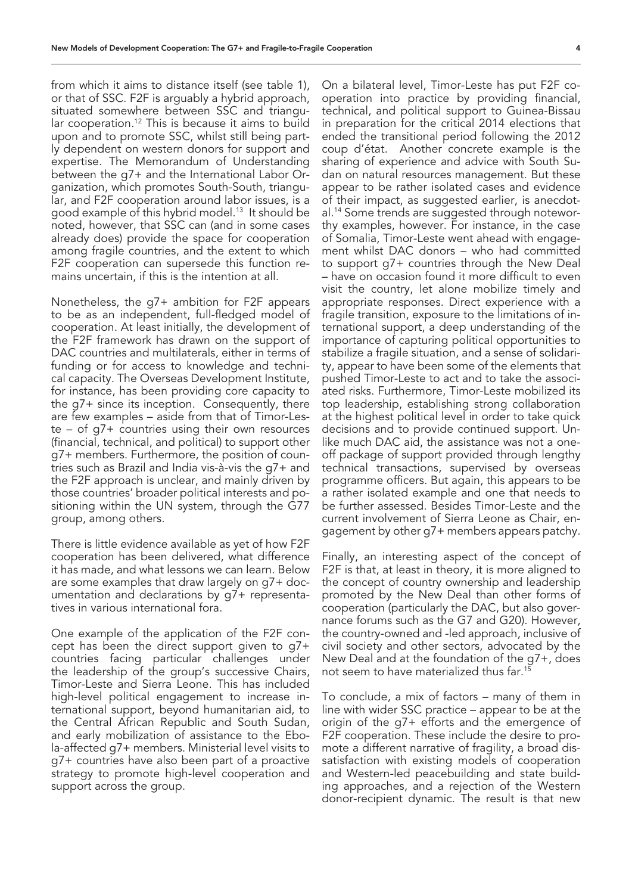from which it aims to distance itself (see table 1), or that of SSC. F2F is arguably a hybrid approach, situated somewhere between SSC and triangular cooperation.[12] This is because it aims to build upon and to promote SSC, whilst still being partly dependent on western donors for support and expertise. The Memorandum of Understanding between the g7+ and the International Labor Organization, which promotes South-South, triangular, and F2F cooperation around labor issues, is a good example of this hybrid model.[13] It should be noted, however, that SSC can (and in some cases already does) provide the space for cooperation among fragile countries, and the extent to which F2F cooperation can supersede this function remains uncertain, if this is the intention at all.

Nonetheless, the g7+ ambition for F2F appears to be as an independent, full-fledged model of cooperation. At least initially, the development of the F2F framework has drawn on the support of DAC countries and multilaterals, either in terms of funding or for access to knowledge and technical capacity. The Overseas Development Institute, for instance, has been providing core capacity to the g7+ since its inception. Consequently, there are few examples – aside from that of Timor-Leste – of g7+ countries using their own resources (financial, technical, and political) to support other g7+ members. Furthermore, the position of countries such as Brazil and India vis-à-vis the g7+ and the F2F approach is unclear, and mainly driven by those countries' broader political interests and positioning within the UN system, through the G77 group, among others.

There is little evidence available as yet of how F2F cooperation has been delivered, what difference it has made, and what lessons we can learn. Below are some examples that draw largely on g7+ documentation and declarations by g7+ representatives in various international fora.

One example of the application of the F2F concept has been the direct support given to g7+ countries facing particular challenges under the leadership of the group's successive Chairs, Timor-Leste and Sierra Leone. This has included high-level political engagement to increase international support, beyond humanitarian aid, to the Central African Republic and South Sudan, and early mobilization of assistance to the Ebola-affected g7+ members. Ministerial level visits to g7+ countries have also been part of a proactive strategy to promote high-level cooperation and support across the group.

On a bilateral level, Timor-Leste has put F2F cooperation into practice by providing financial, technical, and political support to Guinea-Bissau in preparation for the critical 2014 elections that ended the transitional period following the 2012 coup d'état. Another concrete example is the sharing of experience and advice with South Sudan on natural resources management. But these appear to be rather isolated cases and evidence of their impact, as suggested earlier, is anecdotal.[14] Some trends are suggested through noteworthy examples, however. For instance, in the case of Somalia, Timor-Leste went ahead with engagement whilst DAC donors – who had committed to support g7+ countries through the New Deal – have on occasion found it more difficult to even visit the country, let alone mobilize timely and appropriate responses. Direct experience with a fragile transition, exposure to the limitations of international support, a deep understanding of the importance of capturing political opportunities to stabilize a fragile situation, and a sense of solidarity, appear to have been some of the elements that pushed Timor-Leste to act and to take the associated risks. Furthermore, Timor-Leste mobilized its top leadership, establishing strong collaboration at the highest political level in order to take quick decisions and to provide continued support. Unlike much DAC aid, the assistance was not a one-off package of support provided through lengthy technical transactions, supervised by overseas programme officers. But again, this appears to be a rather isolated example and one that needs to be further assessed. Besides Timor-Leste and the current involvement of Sierra Leone as Chair, engagement by other g7+ members appears patchy.

Finally, an interesting aspect of the concept of F2F is that, at least in theory, it is more aligned to the concept of country ownership and leadership promoted by the New Deal than other forms of cooperation (particularly the DAC, but also governance forums such as the G7 and G20). However, the country-owned and -led approach, inclusive of civil society and other sectors, advocated by the New Deal and at the foundation of the g7+, does not seem to have materialized thus far.[15]

To conclude, a mix of factors – many of them in line with wider SSC practice – appear to be at the origin of the g7+ efforts and the emergence of F2F cooperation. These include the desire to promote a different narrative of fragility, a broad dissatisfaction with existing models of cooperation and Western-led peacebuilding and state building approaches, and a rejection of the Western donor-recipient dynamic. The result is that new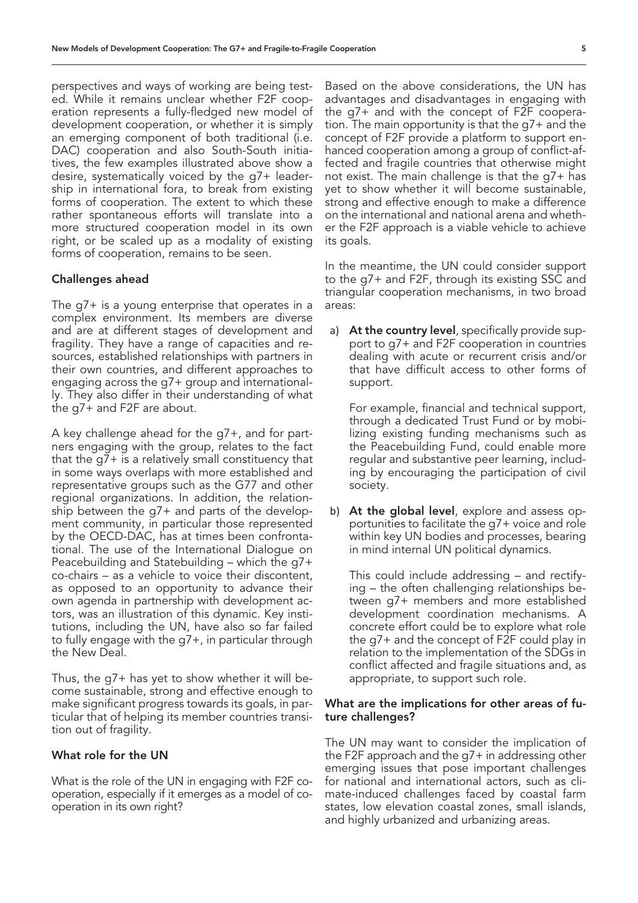perspectives and ways of working are being tested. While it remains unclear whether F2F cooperation represents a fully-fledged new model of development cooperation, or whether it is simply an emerging component of both traditional (i.e. DAC) cooperation and also South-South initiatives, the few examples illustrated above show a desire, systematically voiced by the g7+ leadership in international fora, to break from existing forms of cooperation. The extent to which these rather spontaneous efforts will translate into a more structured cooperation model in its own right, or be scaled up as a modality of existing forms of cooperation, remains to be seen.

### Challenges ahead

The g7+ is a young enterprise that operates in a complex environment. Its members are diverse and are at different stages of development and fragility. They have a range of capacities and resources, established relationships with partners in their own countries, and different approaches to engaging across the g7+ group and internationally. They also differ in their understanding of what the g7+ and F2F are about.

A key challenge ahead for the g7+, and for partners engaging with the group, relates to the fact that the g7+ is a relatively small constituency that in some ways overlaps with more established and representative groups such as the G77 and other regional organizations. In addition, the relationship between the g7+ and parts of the development community, in particular those represented by the OECD-DAC, has at times been confrontational. The use of the International Dialogue on Peacebuilding and Statebuilding – which the g7+ co-chairs – as a vehicle to voice their discontent, as opposed to an opportunity to advance their own agenda in partnership with development actors, was an illustration of this dynamic. Key institutions, including the UN, have also so far failed to fully engage with the g7+, in particular through the New Deal.

Thus, the g7+ has yet to show whether it will become sustainable, strong and effective enough to make significant progress towards its goals, in particular that of helping its member countries transition out of fragility.

### What role for the UN

What is the role of the UN in engaging with F2F cooperation, especially if it emerges as a model of cooperation in its own right?

Based on the above considerations, the UN has advantages and disadvantages in engaging with the g7+ and with the concept of F2F cooperation. The main opportunity is that the g7+ and the concept of F2F provide a platform to support enhanced cooperation among a group of conflict-affected and fragile countries that otherwise might not exist. The main challenge is that the g7+ has yet to show whether it will become sustainable, strong and effective enough to make a difference on the international and national arena and whether the F2F approach is a viable vehicle to achieve its goals.

In the meantime, the UN could consider support to the g7+ and F2F, through its existing SSC and triangular cooperation mechanisms, in two broad areas:

a) **At the country level**, specifically provide support to g7+ and F2F cooperation in countries dealing with acute or recurrent crisis and/or that have difficult access to other forms of support.

   For example, financial and technical support, through a dedicated Trust Fund or by mobilizing existing funding mechanisms such as the Peacebuilding Fund, could enable more regular and substantive peer learning, including by encouraging the participation of civil society.

b) **At the global level**, explore and assess opportunities to facilitate the g7+ voice and role within key UN bodies and processes, bearing in mind internal UN political dynamics.

   This could include addressing – and rectifying – the often challenging relationships between g7+ members and more established development coordination mechanisms. A concrete effort could be to explore what role the g7+ and the concept of F2F could play in relation to the implementation of the SDGs in conflict affected and fragile situations and, as appropriate, to support such role.

### What are the implications for other areas of future challenges?

The UN may want to consider the implication of the F2F approach and the g7+ in addressing other emerging issues that pose important challenges for national and international actors, such as climate-induced challenges faced by coastal farm states, low elevation coastal zones, small islands, and highly urbanized and urbanizing areas.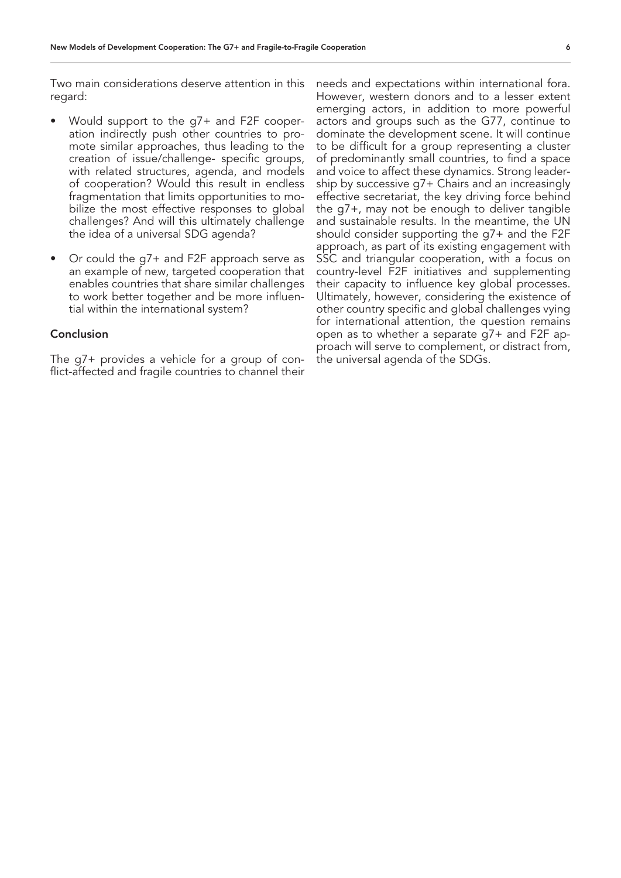Two main considerations deserve attention in this regard:

- Would support to the g7+ and F2F cooperation indirectly push other countries to promote similar approaches, thus leading to the creation of issue/challenge- specific groups, with related structures, agenda, and models of cooperation? Would this result in endless fragmentation that limits opportunities to mobilize the most effective responses to global challenges? And will this ultimately challenge the idea of a universal SDG agenda?
- Or could the g7+ and F2F approach serve as an example of new, targeted cooperation that enables countries that share similar challenges to work better together and be more influential within the international system?

## Conclusion

The g7+ provides a vehicle for a group of conflict-affected and fragile countries to channel their needs and expectations within international fora. However, western donors and to a lesser extent emerging actors, in addition to more powerful actors and groups such as the G77, continue to dominate the development scene. It will continue to be difficult for a group representing a cluster of predominantly small countries, to find a space and voice to affect these dynamics. Strong leadership by successive g7+ Chairs and an increasingly effective secretariat, the key driving force behind the g7+, may not be enough to deliver tangible and sustainable results. In the meantime, the UN should consider supporting the g7+ and the F2F approach, as part of its existing engagement with SSC and triangular cooperation, with a focus on country-level F2F initiatives and supplementing their capacity to influence key global processes. Ultimately, however, considering the existence of other country specific and global challenges vying for international attention, the question remains open as to whether a separate g7+ and F2F approach will serve to complement, or distract from, the universal agenda of the SDGs.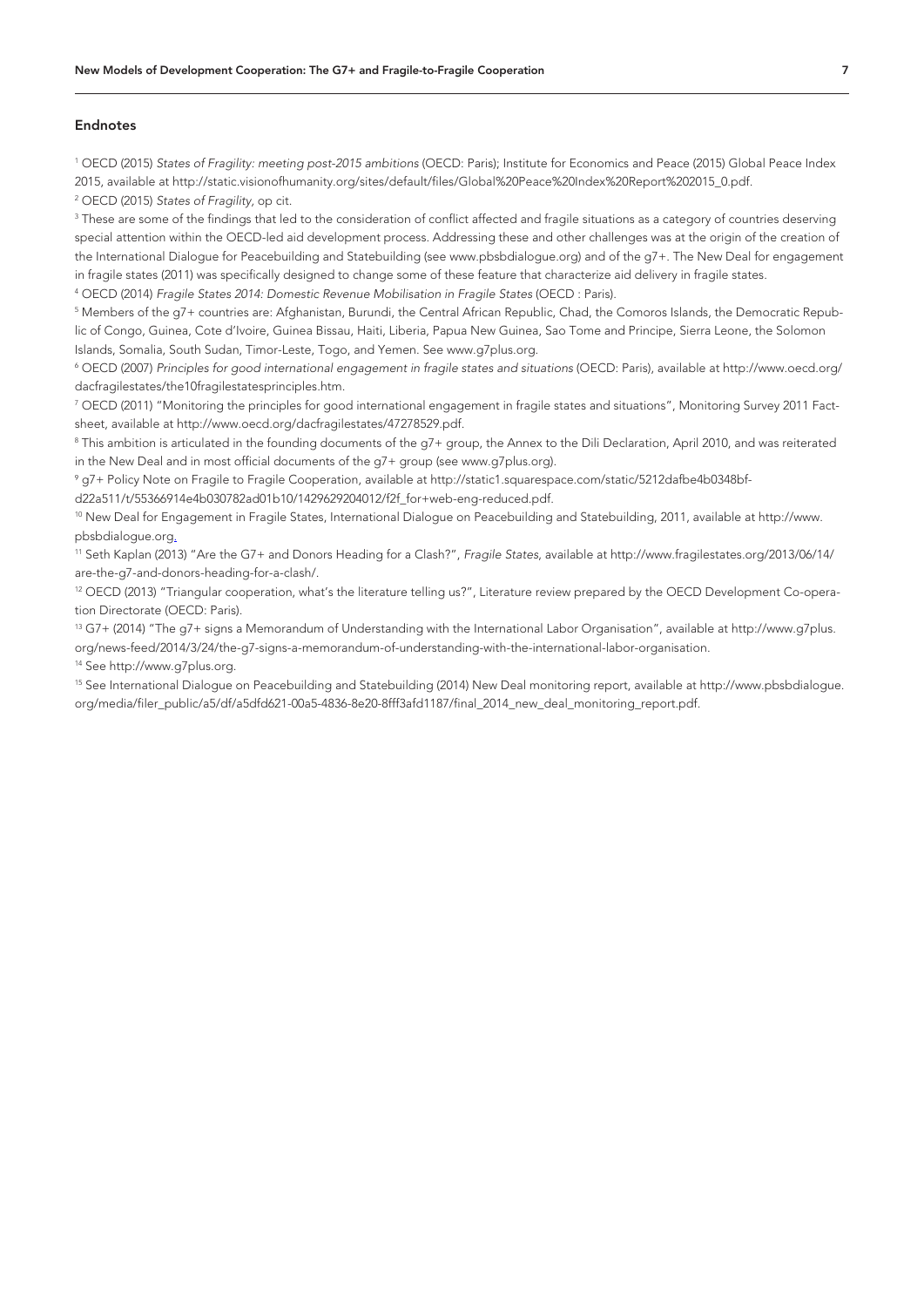## Endnotes

[1] OECD (2015) *States of Fragility: meeting post-2015 ambitions* (OECD: Paris); Institute for Economics and Peace (2015) Global Peace Index 2015, available at http://static.visionofhumanity.org/sites/default/files/Global%20Peace%20Index%20Report%202015_0.pdf.

[2] OECD (2015) *States of Fragility*, op cit.

[3] These are some of the findings that led to the consideration of conflict affected and fragile situations as a category of countries deserving special attention within the OECD-led aid development process. Addressing these and other challenges was at the origin of the creation of the International Dialogue for Peacebuilding and Statebuilding (see www.pbsbdialogue.org) and of the g7+. The New Deal for engagement in fragile states (2011) was specifically designed to change some of these feature that characterize aid delivery in fragile states.

[4] OECD (2014) *Fragile States 2014: Domestic Revenue Mobilisation in Fragile States* (OECD : Paris).

[5] Members of the g7+ countries are: Afghanistan, Burundi, the Central African Republic, Chad, the Comoros Islands, the Democratic Republic of Congo, Guinea, Cote d'Ivoire, Guinea Bissau, Haiti, Liberia, Papua New Guinea, Sao Tome and Principe, Sierra Leone, the Solomon Islands, Somalia, South Sudan, Timor-Leste, Togo, and Yemen. See www.g7plus.org.

[6] OECD (2007) *Principles for good international engagement in fragile states and situations* (OECD: Paris), available at http://www.oecd.org/dacfragilestates/the10fragilestatesprinciples.htm.

[7] OECD (2011) "Monitoring the principles for good international engagement in fragile states and situations", Monitoring Survey 2011 Factsheet, available at http://www.oecd.org/dacfragilestates/47278529.pdf.

[8] This ambition is articulated in the founding documents of the g7+ group, the Annex to the Dili Declaration, April 2010, and was reiterated in the New Deal and in most official documents of the g7+ group (see www.g7plus.org).

[9] g7+ Policy Note on Fragile to Fragile Cooperation, available at http://static1.squarespace.com/static/5212dafbe4b0348bfd22a511/t/55366914e4b030782ad01b10/1429629204012/f2f_for+web-eng-reduced.pdf.

[10] New Deal for Engagement in Fragile States, International Dialogue on Peacebuilding and Statebuilding, 2011, available at http://www.pbsbdialogue.org.

[11] Seth Kaplan (2013) "Are the G7+ and Donors Heading for a Clash?", *Fragile States*, available at http://www.fragilestates.org/2013/06/14/are-the-g7-and-donors-heading-for-a-clash/.

[12] OECD (2013) "Triangular cooperation, what's the literature telling us?", Literature review prepared by the OECD Development Co-operation Directorate (OECD: Paris).

[13] G7+ (2014) "The g7+ signs a Memorandum of Understanding with the International Labor Organisation", available at http://www.g7plus.org/news-feed/2014/3/24/the-g7-signs-a-memorandum-of-understanding-with-the-international-labor-organisation.

[14] See http://www.g7plus.org.

[15] See International Dialogue on Peacebuilding and Statebuilding (2014) New Deal monitoring report, available at http://www.pbsbdialogue.org/media/filer_public/a5/df/a5dfd621-00a5-4836-8e20-8fff3afd1187/final_2014_new_deal_monitoring_report.pdf.